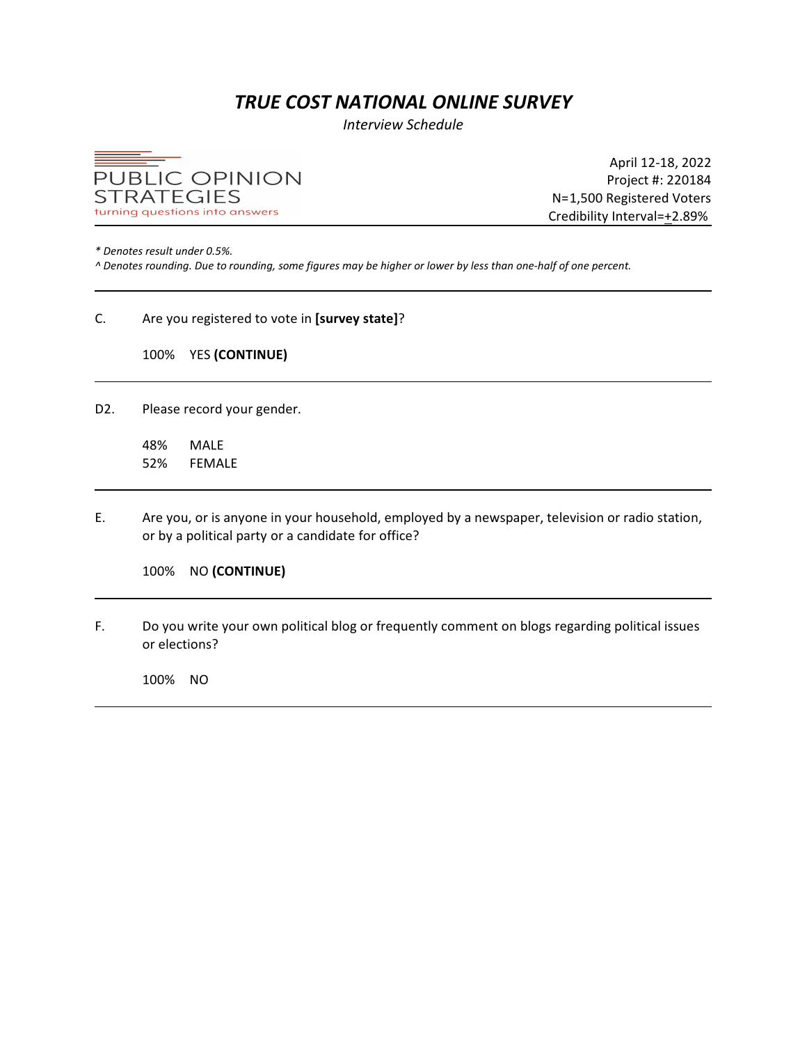# *TRUE COST NATIONAL ONLINE SURVEY*

*Interview Schedule*

PUBLIC OPINION STRATEGIES
turning questions into answers

April 12-18, 2022
Project #: 220184
N=1,500 Registered Voters
Credibility Interval=±2.89%

*\* Denotes result under 0.5%.*
*^ Denotes rounding. Due to rounding, some figures may be higher or lower by less than one-half of one percent.*

---

C. Are you registered to vote in **[survey state]**?

100% YES **(CONTINUE)**

---

D2. Please record your gender.

48% MALE
52% FEMALE

---

E. Are you, or is anyone in your household, employed by a newspaper, television or radio station, or by a political party or a candidate for office?

100% NO **(CONTINUE)**

---

F. Do you write your own political blog or frequently comment on blogs regarding political issues or elections?

100% NO

---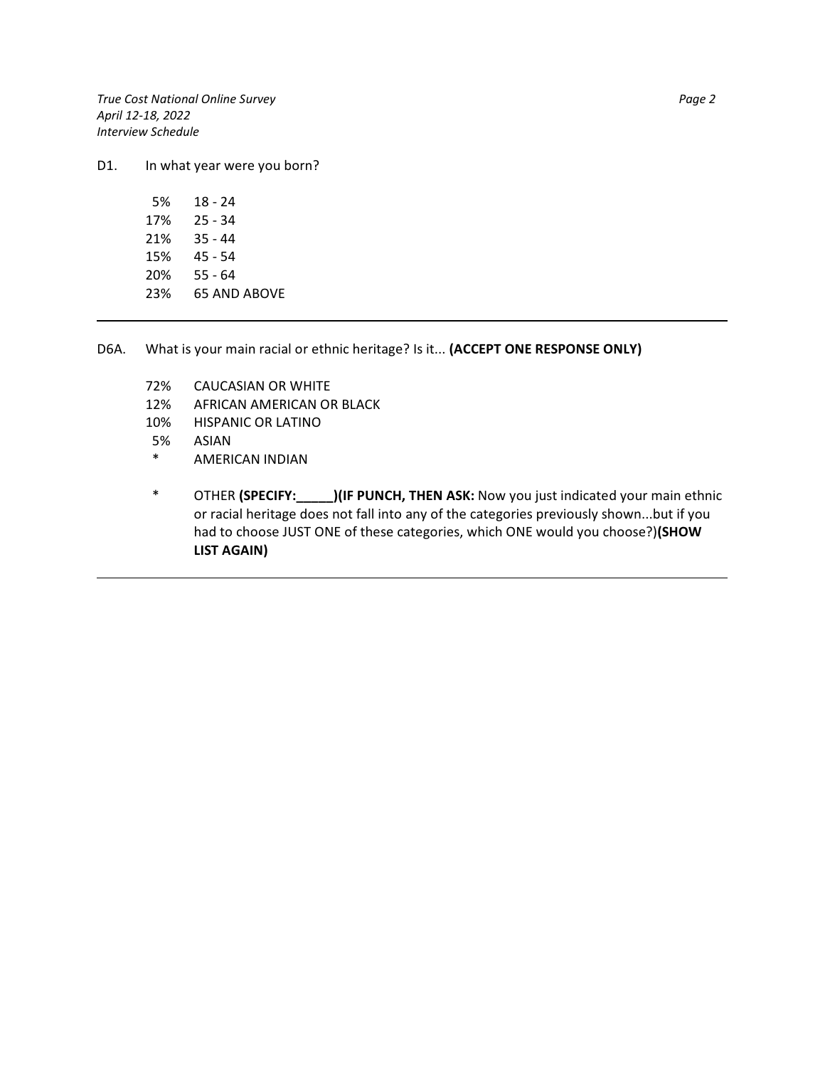D1. In what year were you born?

| | |
|---|---|
| 5% | 18 - 24 |
| 17% | 25 - 34 |
| 21% | 35 - 44 |
| 15% | 45 - 54 |
| 20% | 55 - 64 |
| 23% | 65 AND ABOVE |

---

D6A. What is your main racial or ethnic heritage? Is it... **(ACCEPT ONE RESPONSE ONLY)**

| | |
|---|---|
| 72% | CAUCASIAN OR WHITE |
| 12% | AFRICAN AMERICAN OR BLACK |
| 10% | HISPANIC OR LATINO |
| 5% | ASIAN |
| * | AMERICAN INDIAN |
| * | OTHER **(SPECIFY:_____)(IF PUNCH, THEN ASK:** Now you just indicated your main ethnic or racial heritage does not fall into any of the categories previously shown...but if you had to choose JUST ONE of these categories, which ONE would you choose?)**(SHOW LIST AGAIN)** |

---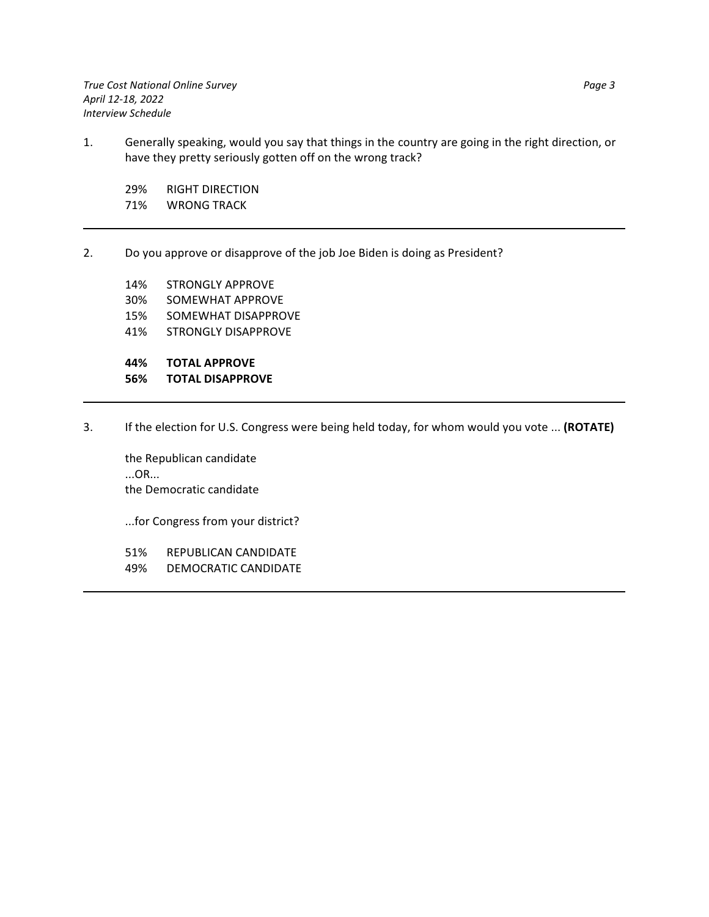1. Generally speaking, would you say that things in the country are going in the right direction, or have they pretty seriously gotten off on the wrong track?

   29% RIGHT DIRECTION
   71% WRONG TRACK

---

2. Do you approve or disapprove of the job Joe Biden is doing as President?

   14% STRONGLY APPROVE
   30% SOMEWHAT APPROVE
   15% SOMEWHAT DISAPPROVE
   41% STRONGLY DISAPPROVE

   **44% TOTAL APPROVE**
   **56% TOTAL DISAPPROVE**

---

3. If the election for U.S. Congress were being held today, for whom would you vote ... **(ROTATE)**

   the Republican candidate
   ...OR...
   the Democratic candidate

   ...for Congress from your district?

   51% REPUBLICAN CANDIDATE
   49% DEMOCRATIC CANDIDATE

---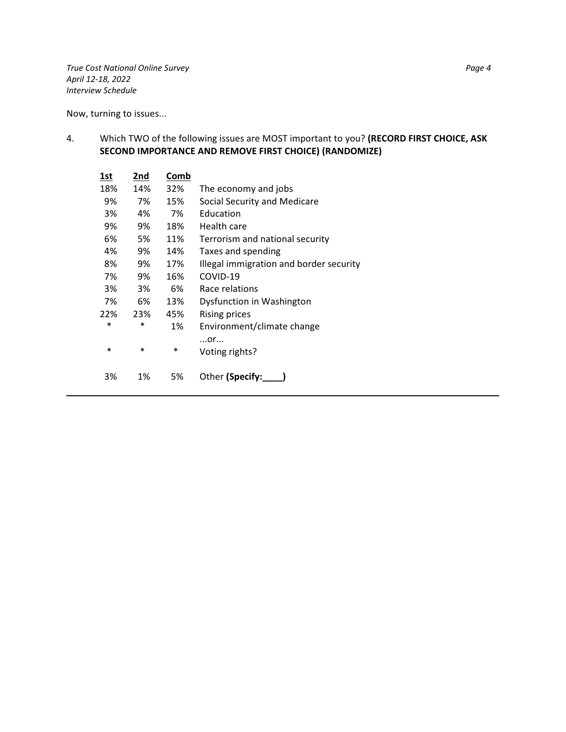Now, turning to issues...

4. Which TWO of the following issues are MOST important to you? **(RECORD FIRST CHOICE, ASK SECOND IMPORTANCE AND REMOVE FIRST CHOICE) (RANDOMIZE)**

| 1st | 2nd | Comb | |
|---|---|---|---|
| 18% | 14% | 32% | The economy and jobs |
| 9% | 7% | 15% | Social Security and Medicare |
| 3% | 4% | 7% | Education |
| 9% | 9% | 18% | Health care |
| 6% | 5% | 11% | Terrorism and national security |
| 4% | 9% | 14% | Taxes and spending |
| 8% | 9% | 17% | Illegal immigration and border security |
| 7% | 9% | 16% | COVID-19 |
| 3% | 3% | 6% | Race relations |
| 7% | 6% | 13% | Dysfunction in Washington |
| 22% | 23% | 45% | Rising prices |
| * | * | 1% | Environment/climate change |
| | | | ...or... |
| * | * | * | Voting rights? |
| 3% | 1% | 5% | Other **(Specify:____)** |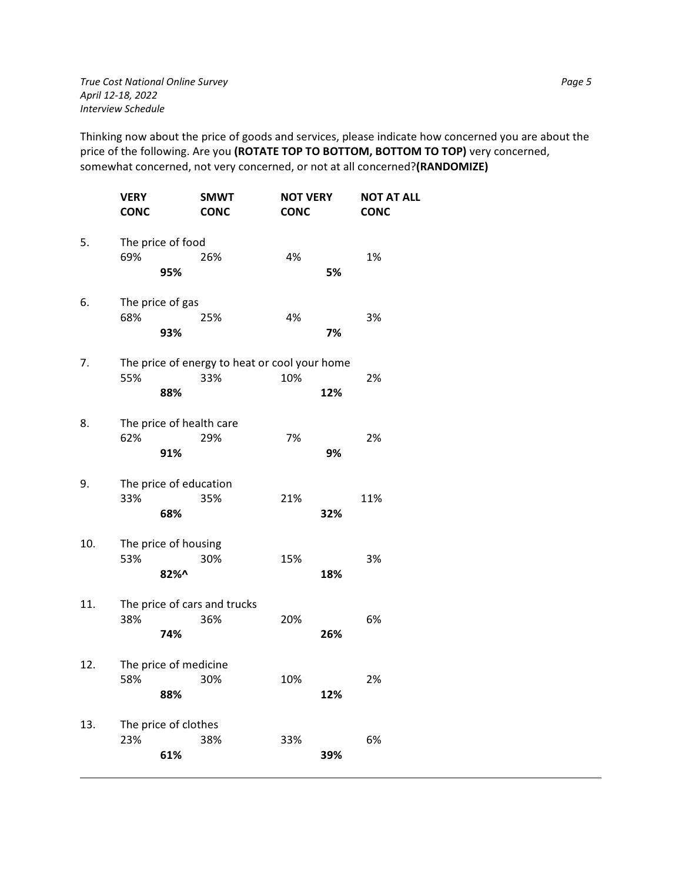Thinking now about the price of goods and services, please indicate how concerned you are about the price of the following. Are you **(ROTATE TOP TO BOTTOM, BOTTOM TO TOP)** very concerned, somewhat concerned, not very concerned, or not at all concerned?**(RANDOMIZE)**

| | | VERY CONC | SMWT CONC | NOT VERY CONC | NOT AT ALL CONC |
|---|---|---|---|---|---|
| 5. | The price of food | 69% | 26% | 4% | 1% |
| | | **95%** | | **5%** | |
| 6. | The price of gas | 68% | 25% | 4% | 3% |
| | | **93%** | | **7%** | |
| 7. | The price of energy to heat or cool your home | 55% | 33% | 10% | 2% |
| | | **88%** | | **12%** | |
| 8. | The price of health care | 62% | 29% | 7% | 2% |
| | | **91%** | | **9%** | |
| 9. | The price of education | 33% | 35% | 21% | 11% |
| | | **68%** | | **32%** | |
| 10. | The price of housing | 53% | 30% | 15% | 3% |
| | | **82%^** | | **18%** | |
| 11. | The price of cars and trucks | 38% | 36% | 20% | 6% |
| | | **74%** | | **26%** | |
| 12. | The price of medicine | 58% | 30% | 10% | 2% |
| | | **88%** | | **12%** | |
| 13. | The price of clothes | 23% | 38% | 33% | 6% |
| | | **61%** | | **39%** | |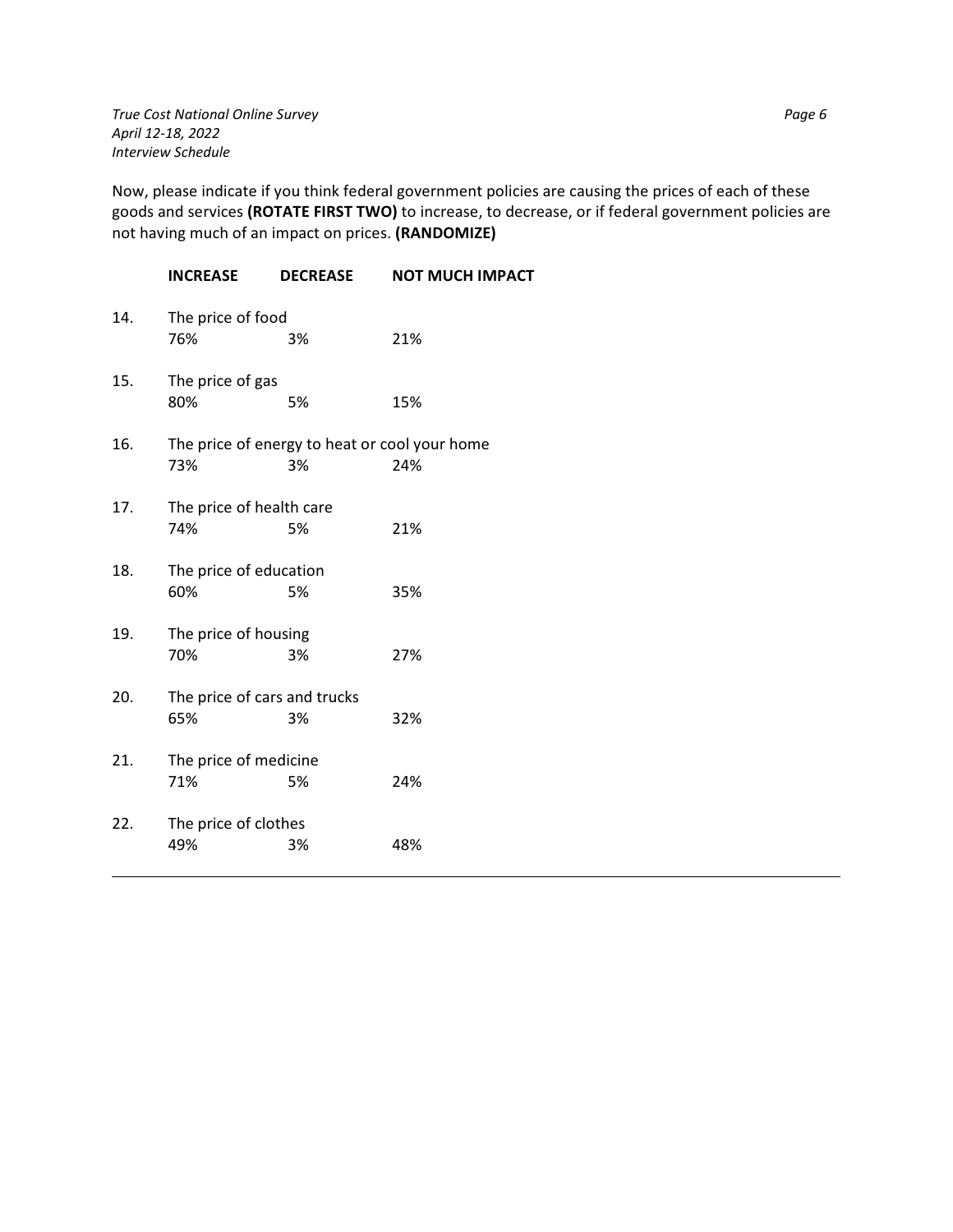Now, please indicate if you think federal government policies are causing the prices of each of these goods and services **(ROTATE FIRST TWO)** to increase, to decrease, or if federal government policies are not having much of an impact on prices. **(RANDOMIZE)**

| | | **INCREASE** | **DECREASE** | **NOT MUCH IMPACT** |
|---|---|---|---|---|
| 14. | The price of food | 76% | 3% | 21% |
| 15. | The price of gas | 80% | 5% | 15% |
| 16. | The price of energy to heat or cool your home | 73% | 3% | 24% |
| 17. | The price of health care | 74% | 5% | 21% |
| 18. | The price of education | 60% | 5% | 35% |
| 19. | The price of housing | 70% | 3% | 27% |
| 20. | The price of cars and trucks | 65% | 3% | 32% |
| 21. | The price of medicine | 71% | 5% | 24% |
| 22. | The price of clothes | 49% | 3% | 48% |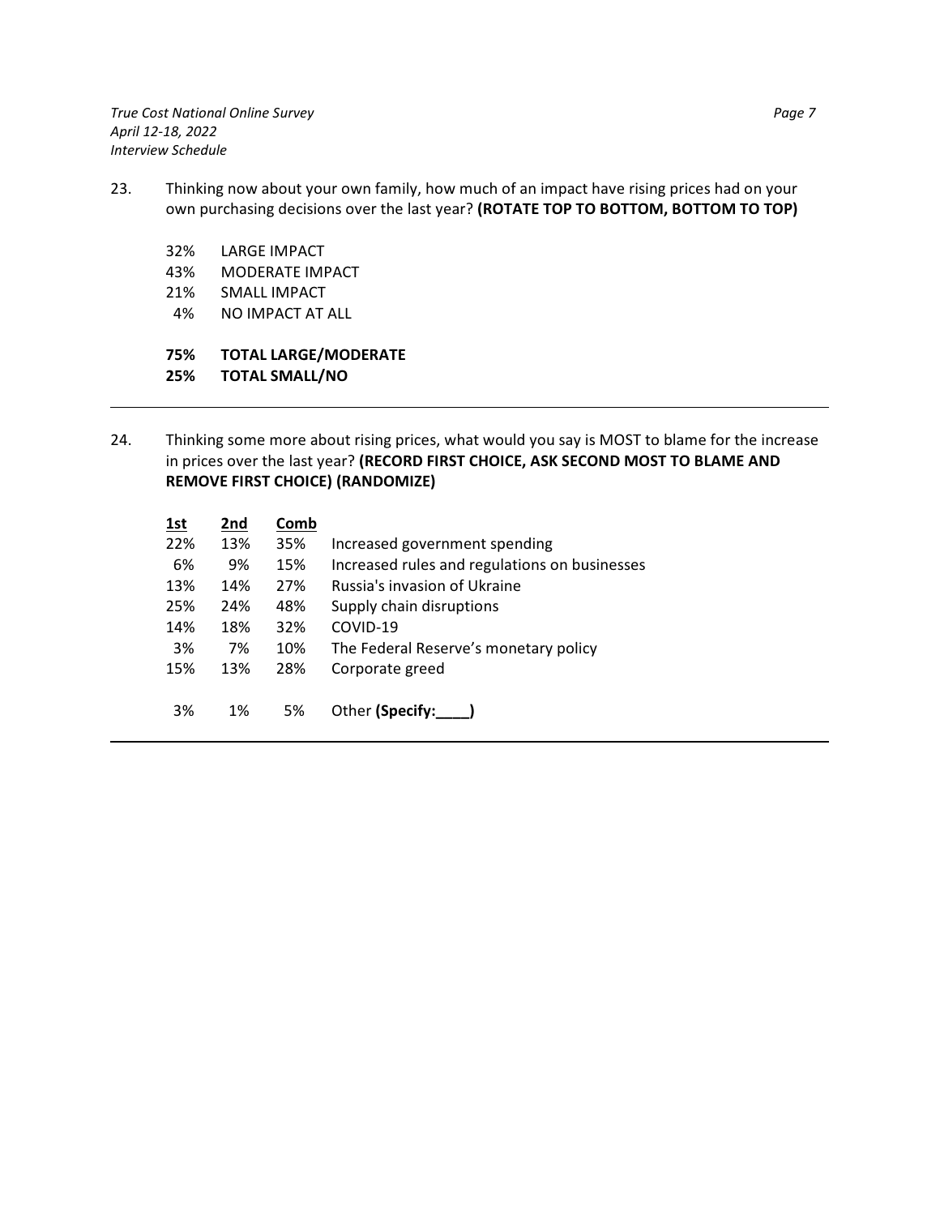23. Thinking now about your own family, how much of an impact have rising prices had on your own purchasing decisions over the last year? **(ROTATE TOP TO BOTTOM, BOTTOM TO TOP)**

| | |
|---|---|
| 32% | LARGE IMPACT |
| 43% | MODERATE IMPACT |
| 21% | SMALL IMPACT |
| 4% | NO IMPACT AT ALL |
| **75%** | **TOTAL LARGE/MODERATE** |
| **25%** | **TOTAL SMALL/NO** |

---

24. Thinking some more about rising prices, what would you say is MOST to blame for the increase in prices over the last year? **(RECORD FIRST CHOICE, ASK SECOND MOST TO BLAME AND REMOVE FIRST CHOICE) (RANDOMIZE)**

| 1st | 2nd | Comb | |
|---|---|---|---|
| 22% | 13% | 35% | Increased government spending |
| 6% | 9% | 15% | Increased rules and regulations on businesses |
| 13% | 14% | 27% | Russia's invasion of Ukraine |
| 25% | 24% | 48% | Supply chain disruptions |
| 14% | 18% | 32% | COVID-19 |
| 3% | 7% | 10% | The Federal Reserve's monetary policy |
| 15% | 13% | 28% | Corporate greed |
| 3% | 1% | 5% | Other **(Specify:____)** |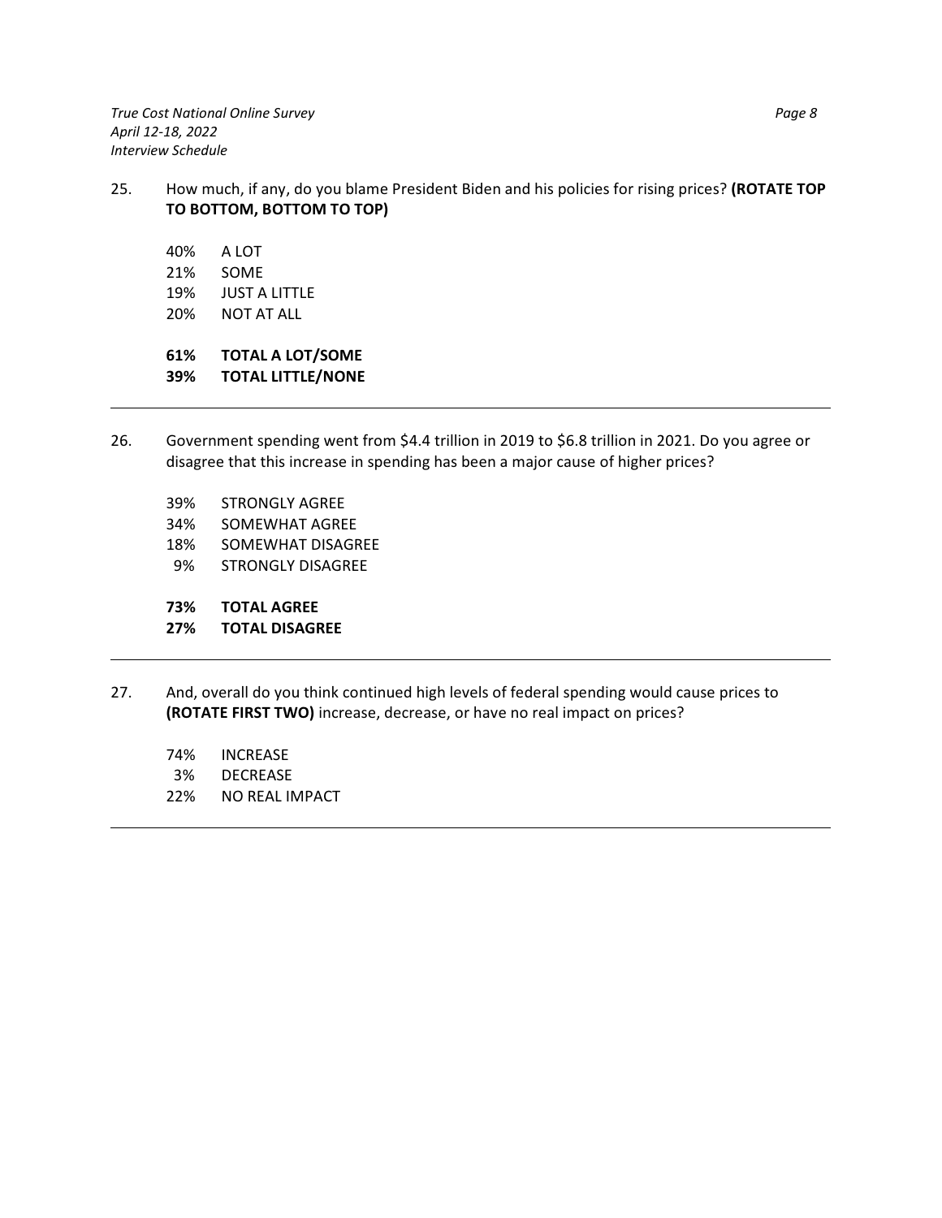25. How much, if any, do you blame President Biden and his policies for rising prices? **(ROTATE TOP TO BOTTOM, BOTTOM TO TOP)**

    40% A LOT
    21% SOME
    19% JUST A LITTLE
    20% NOT AT ALL

    **61% TOTAL A LOT/SOME**
    **39% TOTAL LITTLE/NONE**

---

26. Government spending went from $4.4 trillion in 2019 to $6.8 trillion in 2021. Do you agree or disagree that this increase in spending has been a major cause of higher prices?

    39% STRONGLY AGREE
    34% SOMEWHAT AGREE
    18% SOMEWHAT DISAGREE
    9% STRONGLY DISAGREE

    **73% TOTAL AGREE**
    **27% TOTAL DISAGREE**

---

27. And, overall do you think continued high levels of federal spending would cause prices to **(ROTATE FIRST TWO)** increase, decrease, or have no real impact on prices?

    74% INCREASE
    3% DECREASE
    22% NO REAL IMPACT

---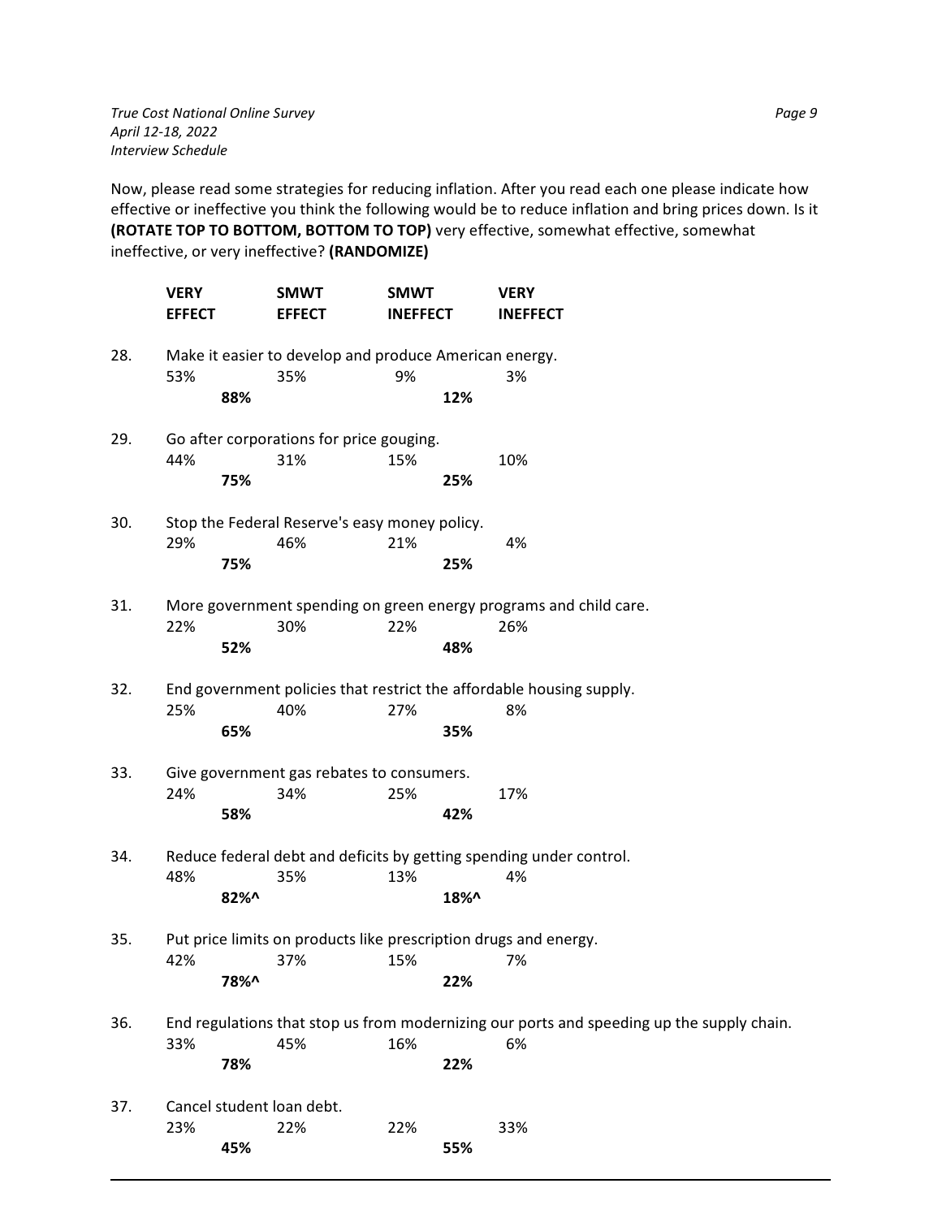Now, please read some strategies for reducing inflation. After you read each one please indicate how effective or ineffective you think the following would be to reduce inflation and bring prices down. Is it **(ROTATE TOP TO BOTTOM, BOTTOM TO TOP)** very effective, somewhat effective, somewhat ineffective, or very ineffective? **(RANDOMIZE)**

| | | VERY EFFECT | SMWT EFFECT | SMWT INEFFECT | VERY INEFFECT |
|---|---|---|---|---|---|
| 28. | Make it easier to develop and produce American energy. | 53% | 35% | 9% | 3% |
| | | **88%** | | **12%** | |
| 29. | Go after corporations for price gouging. | 44% | 31% | 15% | 10% |
| | | **75%** | | **25%** | |
| 30. | Stop the Federal Reserve's easy money policy. | 29% | 46% | 21% | 4% |
| | | **75%** | | **25%** | |
| 31. | More government spending on green energy programs and child care. | 22% | 30% | 22% | 26% |
| | | **52%** | | **48%** | |
| 32. | End government policies that restrict the affordable housing supply. | 25% | 40% | 27% | 8% |
| | | **65%** | | **35%** | |
| 33. | Give government gas rebates to consumers. | 24% | 34% | 25% | 17% |
| | | **58%** | | **42%** | |
| 34. | Reduce federal debt and deficits by getting spending under control. | 48% | 35% | 13% | 4% |
| | | **82%^** | | **18%^** | |
| 35. | Put price limits on products like prescription drugs and energy. | 42% | 37% | 15% | 7% |
| | | **78%^** | | **22%** | |
| 36. | End regulations that stop us from modernizing our ports and speeding up the supply chain. | 33% | 45% | 16% | 6% |
| | | **78%** | | **22%** | |
| 37. | Cancel student loan debt. | 23% | 22% | 22% | 33% |
| | | **45%** | | **55%** | |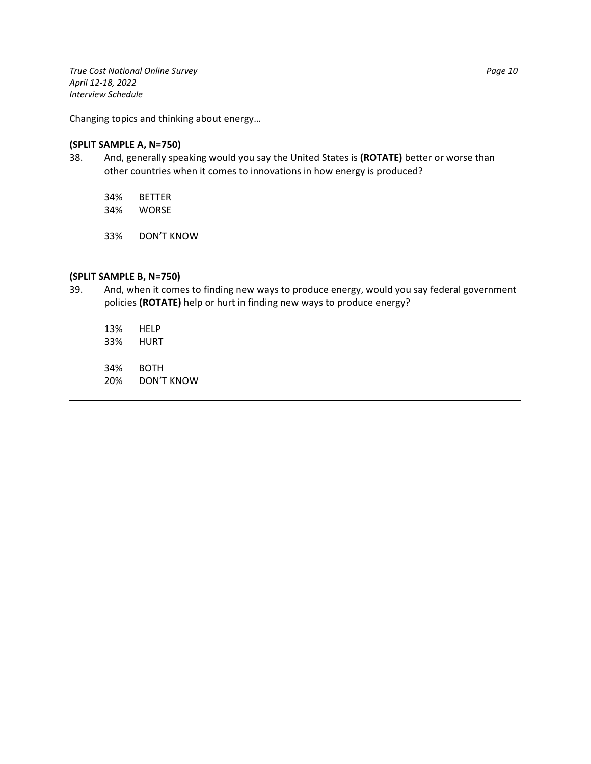Changing topics and thinking about energy…

**(SPLIT SAMPLE A, N=750)**

38. And, generally speaking would you say the United States is **(ROTATE)** better or worse than other countries when it comes to innovations in how energy is produced?

| | |
|---|---|
| 34% | BETTER |
| 34% | WORSE |
| | |
| 33% | DON'T KNOW |

---

**(SPLIT SAMPLE B, N=750)**

39. And, when it comes to finding new ways to produce energy, would you say federal government policies **(ROTATE)** help or hurt in finding new ways to produce energy?

| | |
|---|---|
| 13% | HELP |
| 33% | HURT |
| | |
| 34% | BOTH |
| 20% | DON'T KNOW |

---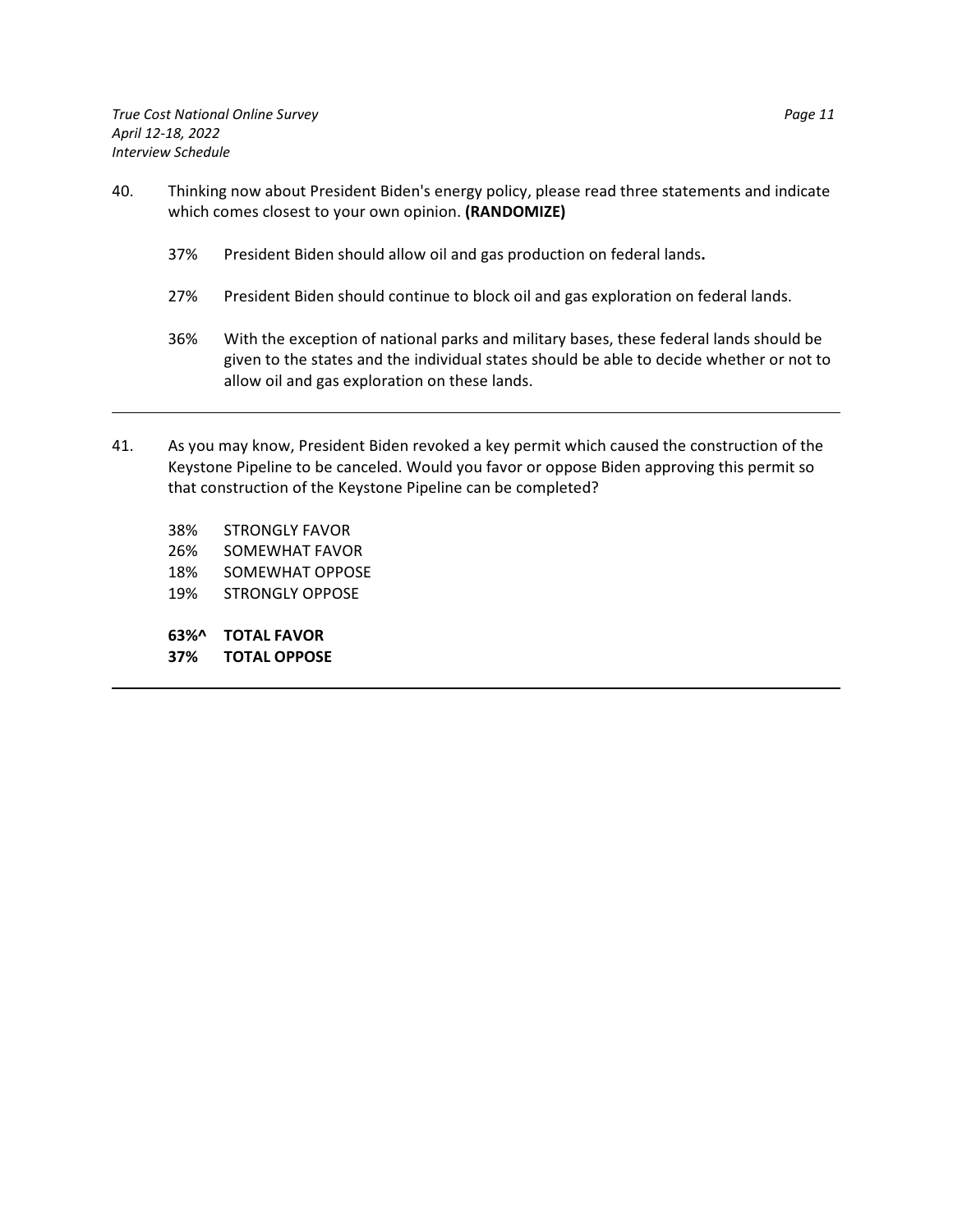40. Thinking now about President Biden's energy policy, please read three statements and indicate which comes closest to your own opinion. **(RANDOMIZE)**

    37% President Biden should allow oil and gas production on federal lands**.**

    27% President Biden should continue to block oil and gas exploration on federal lands.

    36% With the exception of national parks and military bases, these federal lands should be given to the states and the individual states should be able to decide whether or not to allow oil and gas exploration on these lands.

---

41. As you may know, President Biden revoked a key permit which caused the construction of the Keystone Pipeline to be canceled. Would you favor or oppose Biden approving this permit so that construction of the Keystone Pipeline can be completed?

    38% STRONGLY FAVOR
    26% SOMEWHAT FAVOR
    18% SOMEWHAT OPPOSE
    19% STRONGLY OPPOSE

    **63%^ TOTAL FAVOR**
    **37% TOTAL OPPOSE**

---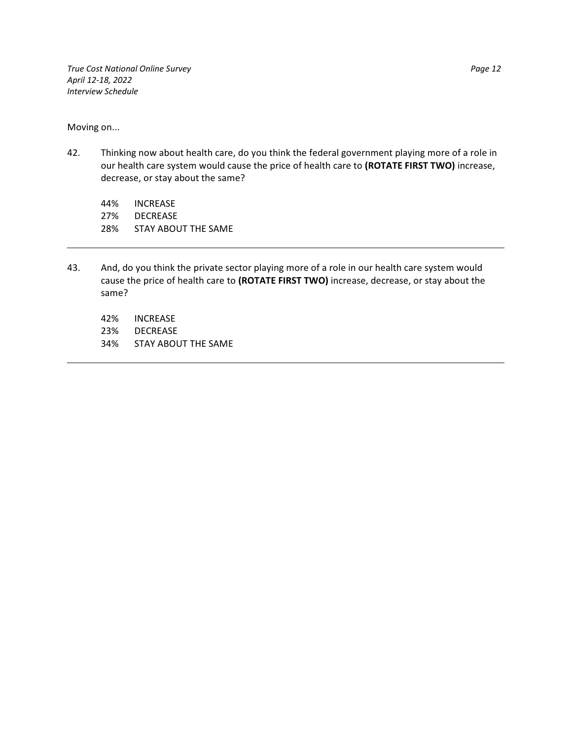Moving on...

42. Thinking now about health care, do you think the federal government playing more of a role in our health care system would cause the price of health care to **(ROTATE FIRST TWO)** increase, decrease, or stay about the same?

    44% INCREASE
    27% DECREASE
    28% STAY ABOUT THE SAME

---

43. And, do you think the private sector playing more of a role in our health care system would cause the price of health care to **(ROTATE FIRST TWO)** increase, decrease, or stay about the same?

    42% INCREASE
    23% DECREASE
    34% STAY ABOUT THE SAME

---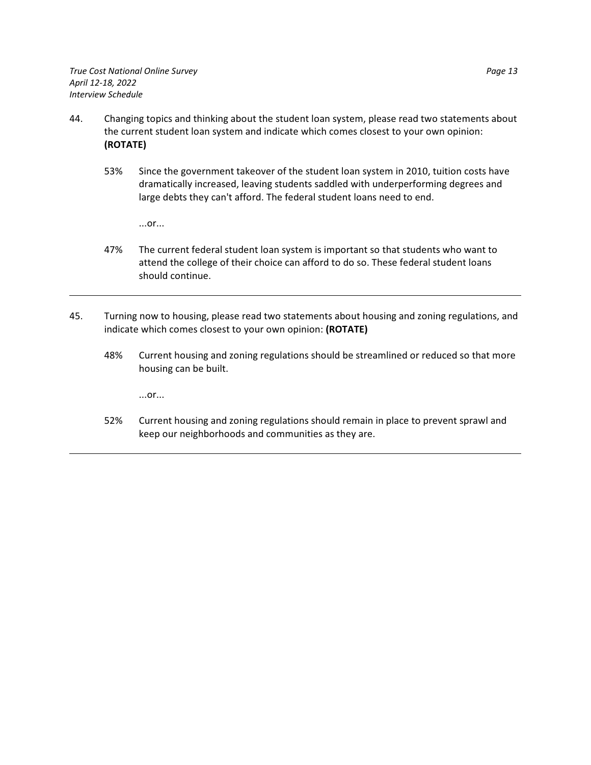44. Changing topics and thinking about the student loan system, please read two statements about the current student loan system and indicate which comes closest to your own opinion: **(ROTATE)**

    53% Since the government takeover of the student loan system in 2010, tuition costs have dramatically increased, leaving students saddled with underperforming degrees and large debts they can't afford. The federal student loans need to end.

    ...or...

    47% The current federal student loan system is important so that students who want to attend the college of their choice can afford to do so. These federal student loans should continue.

---

45. Turning now to housing, please read two statements about housing and zoning regulations, and indicate which comes closest to your own opinion: **(ROTATE)**

    48% Current housing and zoning regulations should be streamlined or reduced so that more housing can be built.

    ...or...

    52% Current housing and zoning regulations should remain in place to prevent sprawl and keep our neighborhoods and communities as they are.

---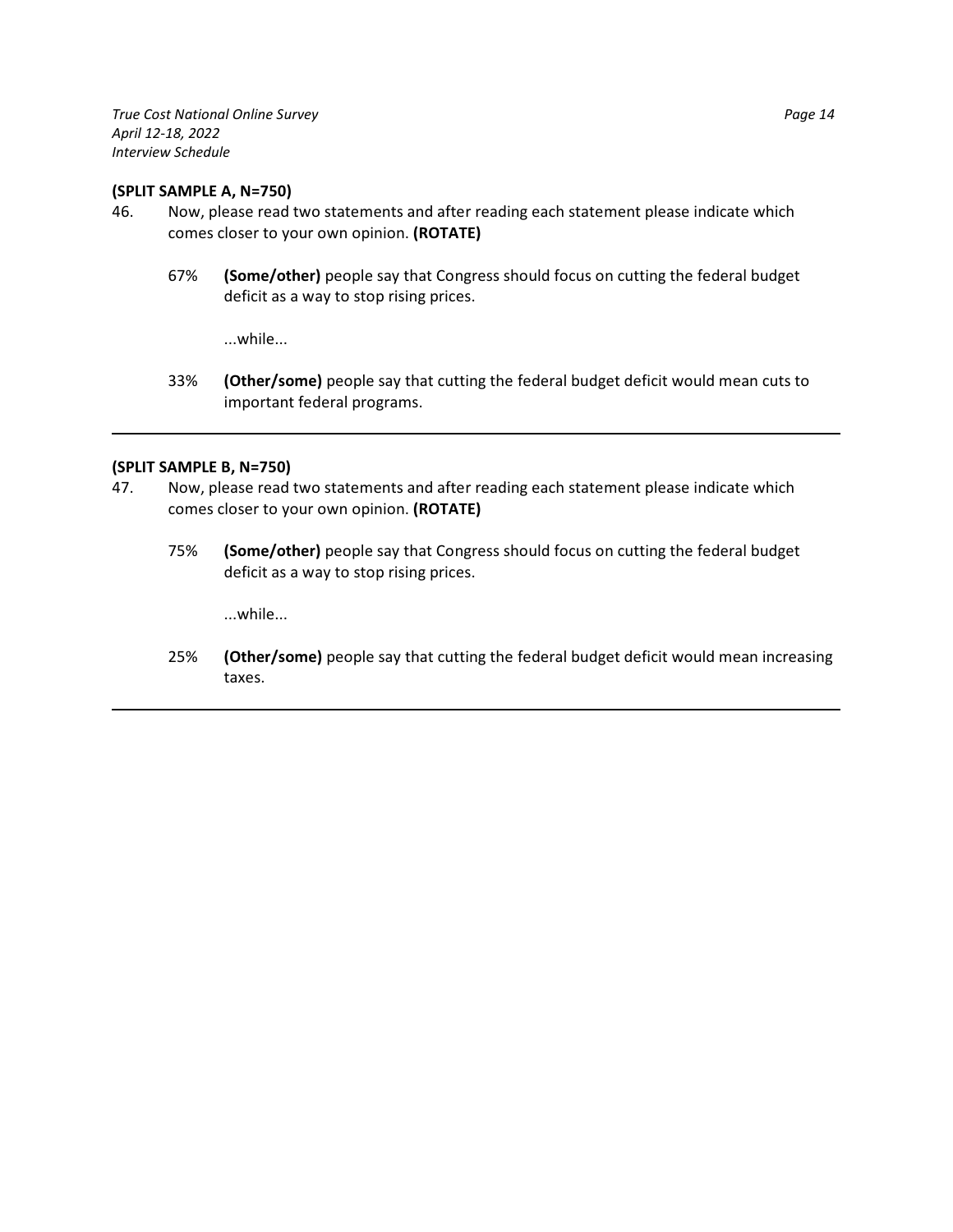**(SPLIT SAMPLE A, N=750)**

46. Now, please read two statements and after reading each statement please indicate which comes closer to your own opinion. **(ROTATE)**

    67% **(Some/other)** people say that Congress should focus on cutting the federal budget deficit as a way to stop rising prices.

    ...while...

    33% **(Other/some)** people say that cutting the federal budget deficit would mean cuts to important federal programs.

---

**(SPLIT SAMPLE B, N=750)**

47. Now, please read two statements and after reading each statement please indicate which comes closer to your own opinion. **(ROTATE)**

    75% **(Some/other)** people say that Congress should focus on cutting the federal budget deficit as a way to stop rising prices.

    ...while...

    25% **(Other/some)** people say that cutting the federal budget deficit would mean increasing taxes.

---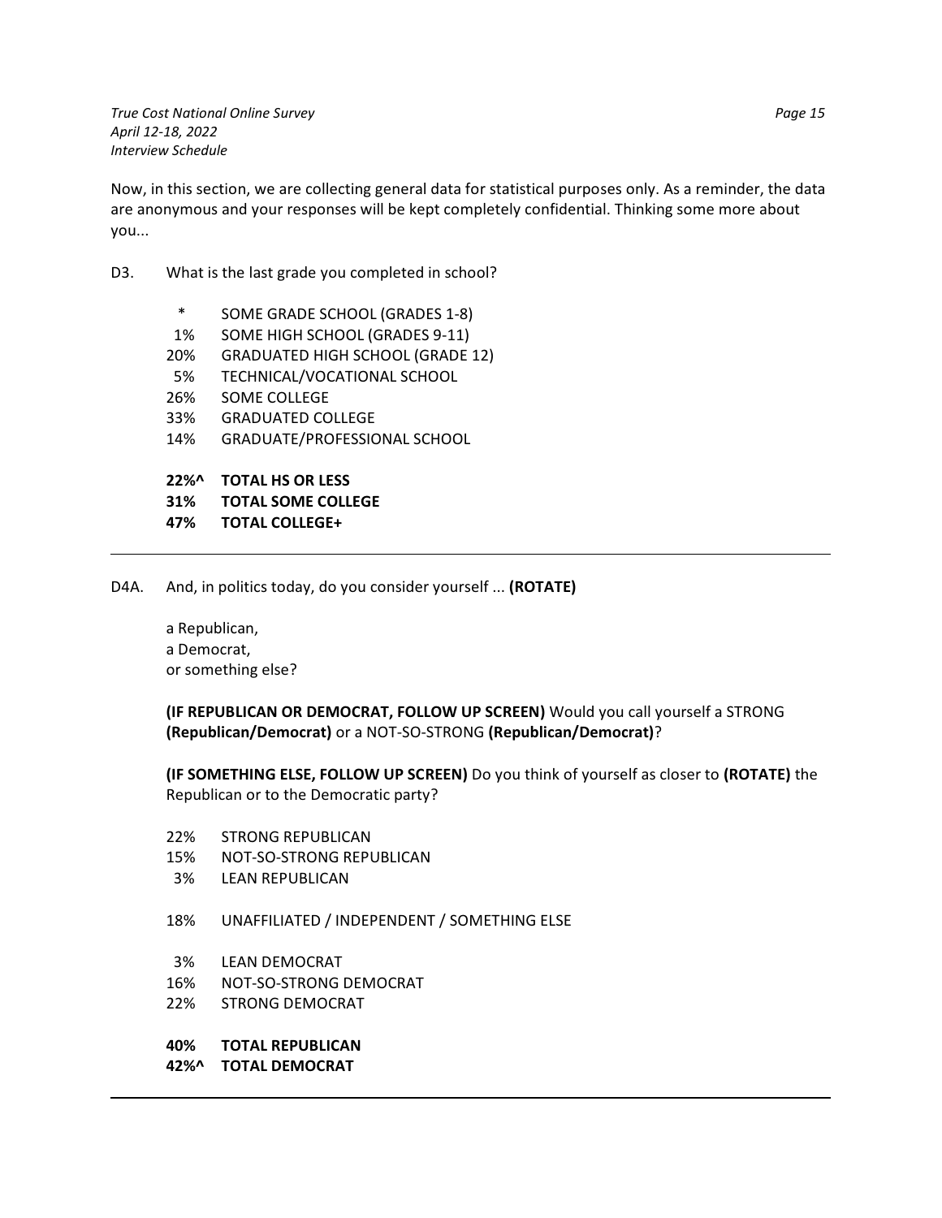Now, in this section, we are collecting general data for statistical purposes only. As a reminder, the data are anonymous and your responses will be kept completely confidential. Thinking some more about you...

D3. What is the last grade you completed in school?

| | |
|---|---|
| * | SOME GRADE SCHOOL (GRADES 1-8) |
| 1% | SOME HIGH SCHOOL (GRADES 9-11) |
| 20% | GRADUATED HIGH SCHOOL (GRADE 12) |
| 5% | TECHNICAL/VOCATIONAL SCHOOL |
| 26% | SOME COLLEGE |
| 33% | GRADUATED COLLEGE |
| 14% | GRADUATE/PROFESSIONAL SCHOOL |
| **22%^** | **TOTAL HS OR LESS** |
| **31%** | **TOTAL SOME COLLEGE** |
| **47%** | **TOTAL COLLEGE+** |

---

D4A. And, in politics today, do you consider yourself ... **(ROTATE)**

a Republican,
a Democrat,
or something else?

**(IF REPUBLICAN OR DEMOCRAT, FOLLOW UP SCREEN)** Would you call yourself a STRONG **(Republican/Democrat)** or a NOT-SO-STRONG **(Republican/Democrat)**?

**(IF SOMETHING ELSE, FOLLOW UP SCREEN)** Do you think of yourself as closer to **(ROTATE)** the Republican or to the Democratic party?

| | |
|---|---|
| 22% | STRONG REPUBLICAN |
| 15% | NOT-SO-STRONG REPUBLICAN |
| 3% | LEAN REPUBLICAN |
| 18% | UNAFFILIATED / INDEPENDENT / SOMETHING ELSE |
| 3% | LEAN DEMOCRAT |
| 16% | NOT-SO-STRONG DEMOCRAT |
| 22% | STRONG DEMOCRAT |
| **40%** | **TOTAL REPUBLICAN** |
| **42%^** | **TOTAL DEMOCRAT** |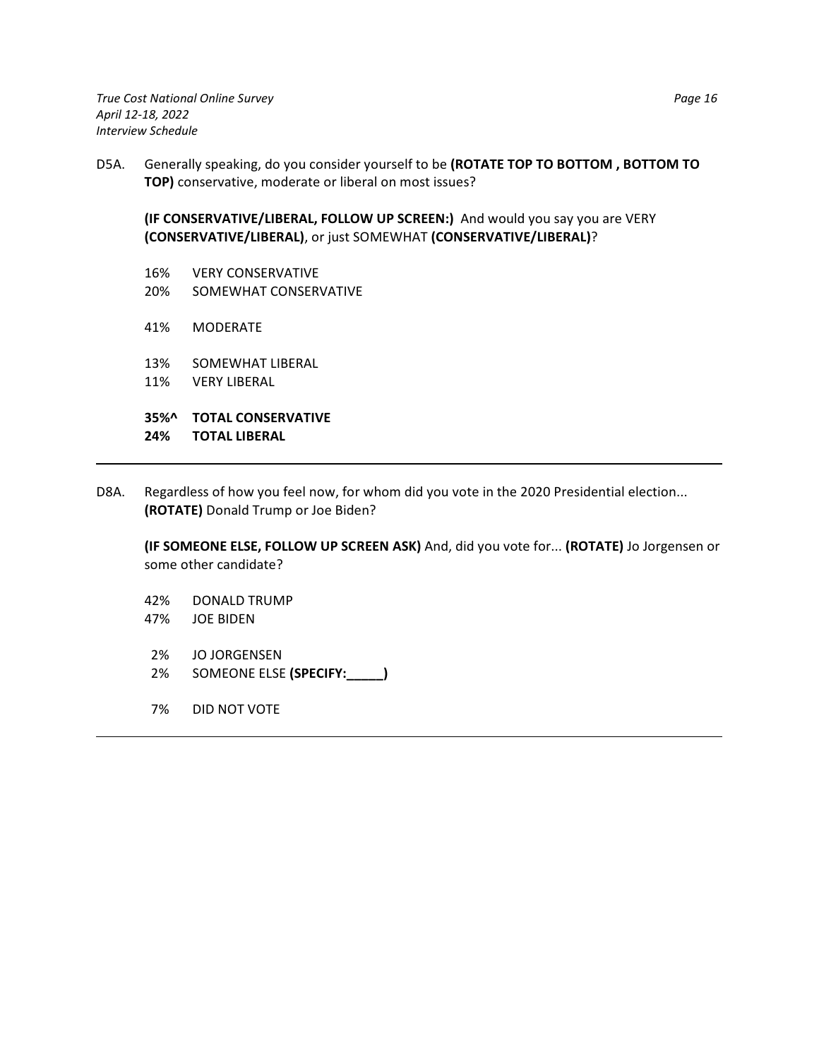D5A. Generally speaking, do you consider yourself to be **(ROTATE TOP TO BOTTOM , BOTTOM TO TOP)** conservative, moderate or liberal on most issues?

**(IF CONSERVATIVE/LIBERAL, FOLLOW UP SCREEN:)** And would you say you are VERY **(CONSERVATIVE/LIBERAL)**, or just SOMEWHAT **(CONSERVATIVE/LIBERAL)**?

16% VERY CONSERVATIVE
20% SOMEWHAT CONSERVATIVE

41% MODERATE

13% SOMEWHAT LIBERAL
11% VERY LIBERAL

**35%^ TOTAL CONSERVATIVE**
**24% TOTAL LIBERAL**

---

D8A. Regardless of how you feel now, for whom did you vote in the 2020 Presidential election... **(ROTATE)** Donald Trump or Joe Biden?

**(IF SOMEONE ELSE, FOLLOW UP SCREEN ASK)** And, did you vote for... **(ROTATE)** Jo Jorgensen or some other candidate?

42% DONALD TRUMP
47% JOE BIDEN

2% JO JORGENSEN
2% SOMEONE ELSE **(SPECIFY:_____)**

7% DID NOT VOTE

---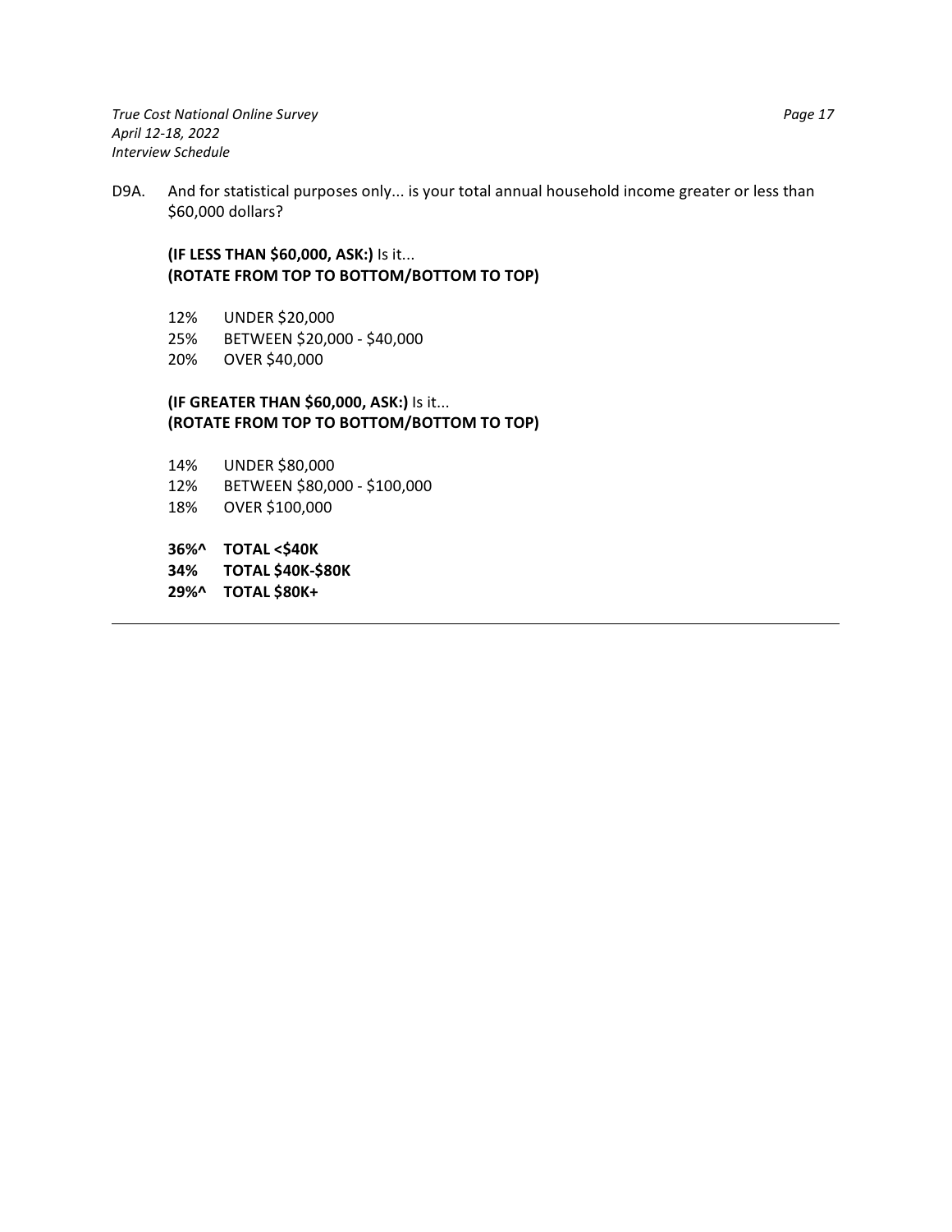D9A. And for statistical purposes only... is your total annual household income greater or less than $60,000 dollars?

**(IF LESS THAN $60,000, ASK:)** Is it...
**(ROTATE FROM TOP TO BOTTOM/BOTTOM TO TOP)**

12% UNDER $20,000
25% BETWEEN $20,000 - $40,000
20% OVER $40,000

**(IF GREATER THAN $60,000, ASK:)** Is it...
**(ROTATE FROM TOP TO BOTTOM/BOTTOM TO TOP)**

14% UNDER $80,000
12% BETWEEN $80,000 - $100,000
18% OVER $100,000

**36%^ TOTAL <$40K**
**34% TOTAL $40K-$80K**
**29%^ TOTAL $80K+**